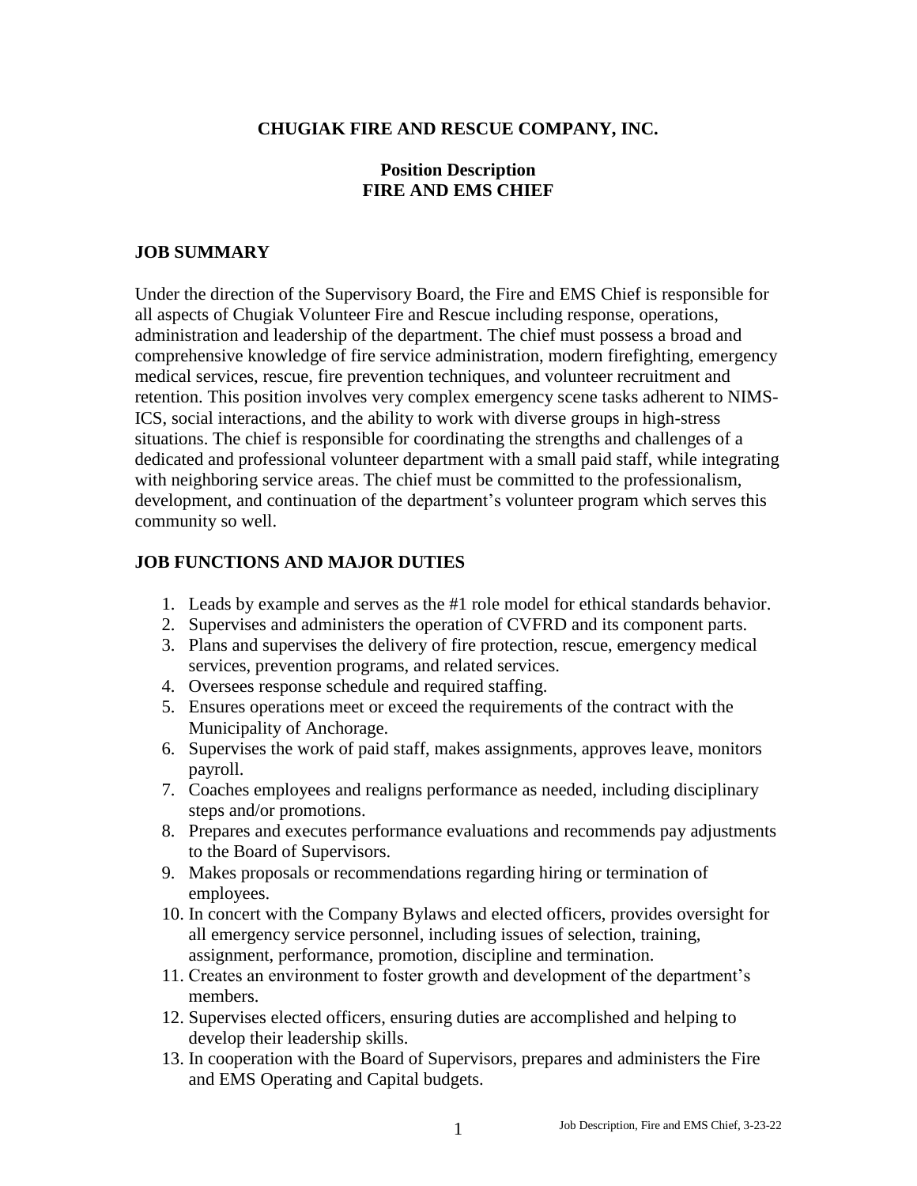**CHUGIAK FIRE AND RESCUE COMPANY, INC.**

**Position Description**
**FIRE AND EMS CHIEF**

## JOB SUMMARY

Under the direction of the Supervisory Board, the Fire and EMS Chief is responsible for all aspects of Chugiak Volunteer Fire and Rescue including response, operations, administration and leadership of the department. The chief must possess a broad and comprehensive knowledge of fire service administration, modern firefighting, emergency medical services, rescue, fire prevention techniques, and volunteer recruitment and retention. This position involves very complex emergency scene tasks adherent to NIMS-ICS, social interactions, and the ability to work with diverse groups in high-stress situations. The chief is responsible for coordinating the strengths and challenges of a dedicated and professional volunteer department with a small paid staff, while integrating with neighboring service areas. The chief must be committed to the professionalism, development, and continuation of the department's volunteer program which serves this community so well.

## JOB FUNCTIONS AND MAJOR DUTIES

1. Leads by example and serves as the #1 role model for ethical standards behavior.
2. Supervises and administers the operation of CVFRD and its component parts.
3. Plans and supervises the delivery of fire protection, rescue, emergency medical services, prevention programs, and related services.
4. Oversees response schedule and required staffing.
5. Ensures operations meet or exceed the requirements of the contract with the Municipality of Anchorage.
6. Supervises the work of paid staff, makes assignments, approves leave, monitors payroll.
7. Coaches employees and realigns performance as needed, including disciplinary steps and/or promotions.
8. Prepares and executes performance evaluations and recommends pay adjustments to the Board of Supervisors.
9. Makes proposals or recommendations regarding hiring or termination of employees.
10. In concert with the Company Bylaws and elected officers, provides oversight for all emergency service personnel, including issues of selection, training, assignment, performance, promotion, discipline and termination.
11. Creates an environment to foster growth and development of the department's members.
12. Supervises elected officers, ensuring duties are accomplished and helping to develop their leadership skills.
13. In cooperation with the Board of Supervisors, prepares and administers the Fire and EMS Operating and Capital budgets.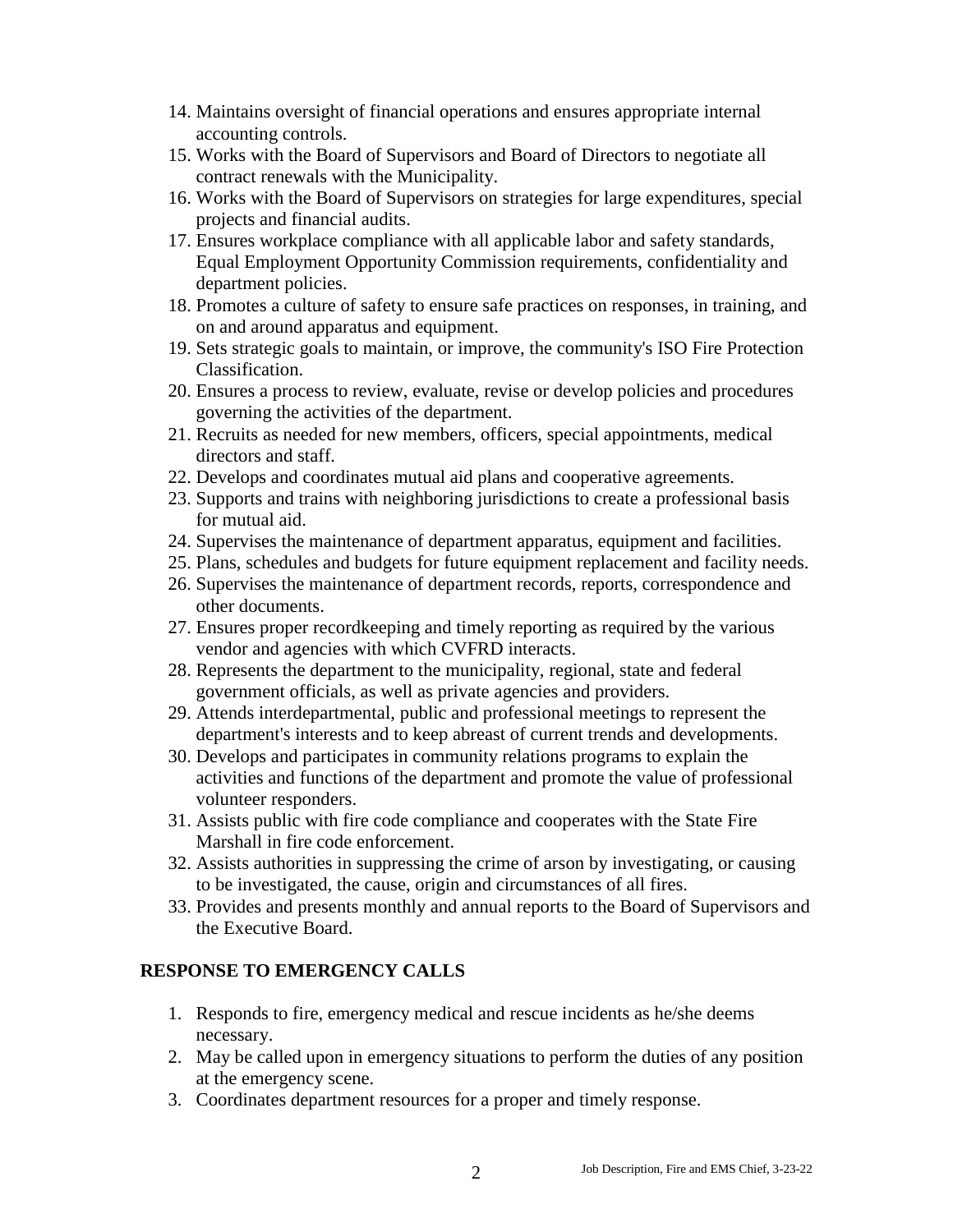14. Maintains oversight of financial operations and ensures appropriate internal accounting controls.
15. Works with the Board of Supervisors and Board of Directors to negotiate all contract renewals with the Municipality.
16. Works with the Board of Supervisors on strategies for large expenditures, special projects and financial audits.
17. Ensures workplace compliance with all applicable labor and safety standards, Equal Employment Opportunity Commission requirements, confidentiality and department policies.
18. Promotes a culture of safety to ensure safe practices on responses, in training, and on and around apparatus and equipment.
19. Sets strategic goals to maintain, or improve, the community's ISO Fire Protection Classification.
20. Ensures a process to review, evaluate, revise or develop policies and procedures governing the activities of the department.
21. Recruits as needed for new members, officers, special appointments, medical directors and staff.
22. Develops and coordinates mutual aid plans and cooperative agreements.
23. Supports and trains with neighboring jurisdictions to create a professional basis for mutual aid.
24. Supervises the maintenance of department apparatus, equipment and facilities.
25. Plans, schedules and budgets for future equipment replacement and facility needs.
26. Supervises the maintenance of department records, reports, correspondence and other documents.
27. Ensures proper recordkeeping and timely reporting as required by the various vendor and agencies with which CVFRD interacts.
28. Represents the department to the municipality, regional, state and federal government officials, as well as private agencies and providers.
29. Attends interdepartmental, public and professional meetings to represent the department's interests and to keep abreast of current trends and developments.
30. Develops and participates in community relations programs to explain the activities and functions of the department and promote the value of professional volunteer responders.
31. Assists public with fire code compliance and cooperates with the State Fire Marshall in fire code enforcement.
32. Assists authorities in suppressing the crime of arson by investigating, or causing to be investigated, the cause, origin and circumstances of all fires.
33. Provides and presents monthly and annual reports to the Board of Supervisors and the Executive Board.

**RESPONSE TO EMERGENCY CALLS**

1. Responds to fire, emergency medical and rescue incidents as he/she deems necessary.
2. May be called upon in emergency situations to perform the duties of any position at the emergency scene.
3. Coordinates department resources for a proper and timely response.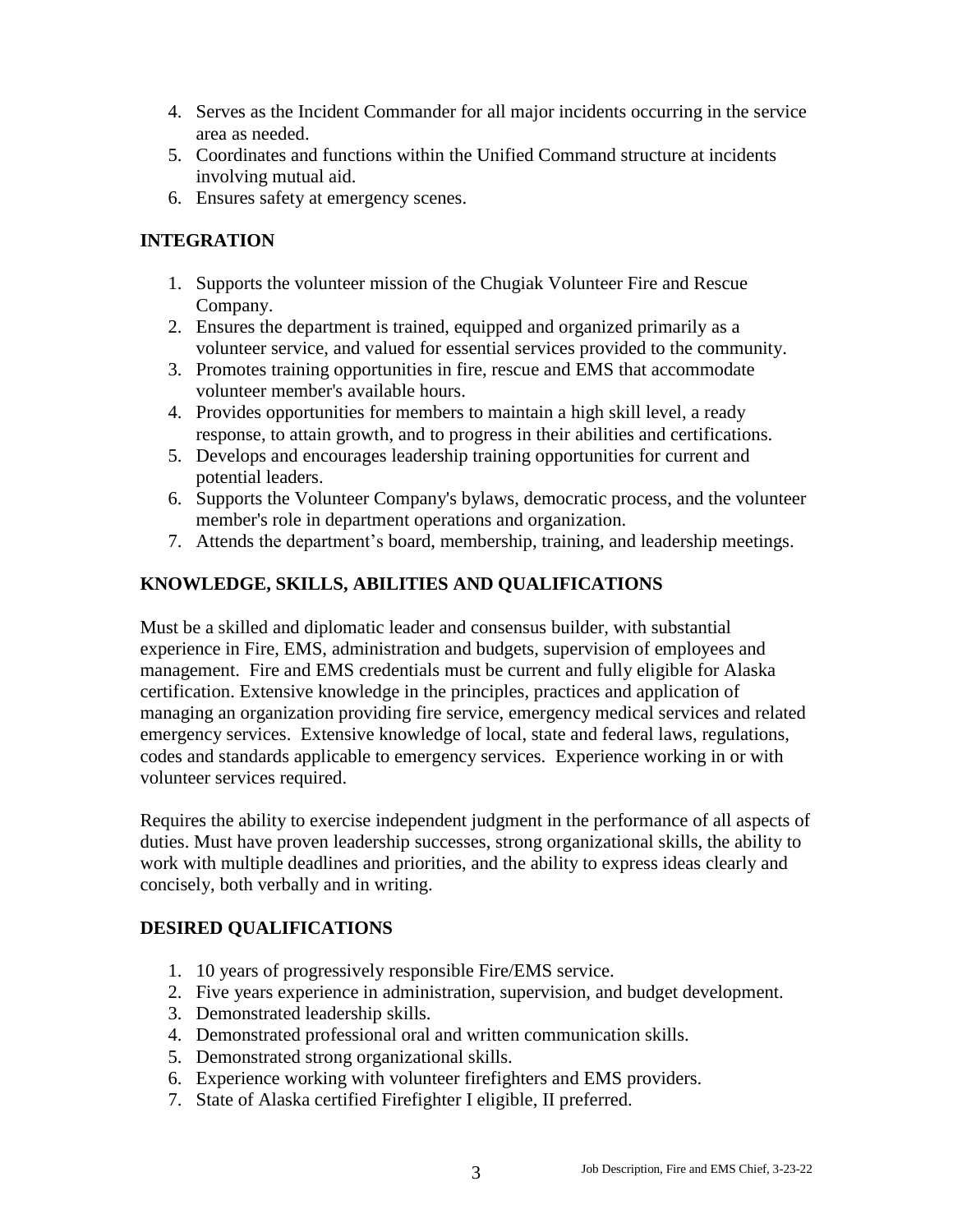4. Serves as the Incident Commander for all major incidents occurring in the service area as needed.
5. Coordinates and functions within the Unified Command structure at incidents involving mutual aid.
6. Ensures safety at emergency scenes.

## INTEGRATION

1. Supports the volunteer mission of the Chugiak Volunteer Fire and Rescue Company.
2. Ensures the department is trained, equipped and organized primarily as a volunteer service, and valued for essential services provided to the community.
3. Promotes training opportunities in fire, rescue and EMS that accommodate volunteer member's available hours.
4. Provides opportunities for members to maintain a high skill level, a ready response, to attain growth, and to progress in their abilities and certifications.
5. Develops and encourages leadership training opportunities for current and potential leaders.
6. Supports the Volunteer Company's bylaws, democratic process, and the volunteer member's role in department operations and organization.
7. Attends the department's board, membership, training, and leadership meetings.

## KNOWLEDGE, SKILLS, ABILITIES AND QUALIFICATIONS

Must be a skilled and diplomatic leader and consensus builder, with substantial experience in Fire, EMS, administration and budgets, supervision of employees and management. Fire and EMS credentials must be current and fully eligible for Alaska certification. Extensive knowledge in the principles, practices and application of managing an organization providing fire service, emergency medical services and related emergency services. Extensive knowledge of local, state and federal laws, regulations, codes and standards applicable to emergency services. Experience working in or with volunteer services required.

Requires the ability to exercise independent judgment in the performance of all aspects of duties. Must have proven leadership successes, strong organizational skills, the ability to work with multiple deadlines and priorities, and the ability to express ideas clearly and concisely, both verbally and in writing.

## DESIRED QUALIFICATIONS

1. 10 years of progressively responsible Fire/EMS service.
2. Five years experience in administration, supervision, and budget development.
3. Demonstrated leadership skills.
4. Demonstrated professional oral and written communication skills.
5. Demonstrated strong organizational skills.
6. Experience working with volunteer firefighters and EMS providers.
7. State of Alaska certified Firefighter I eligible, II preferred.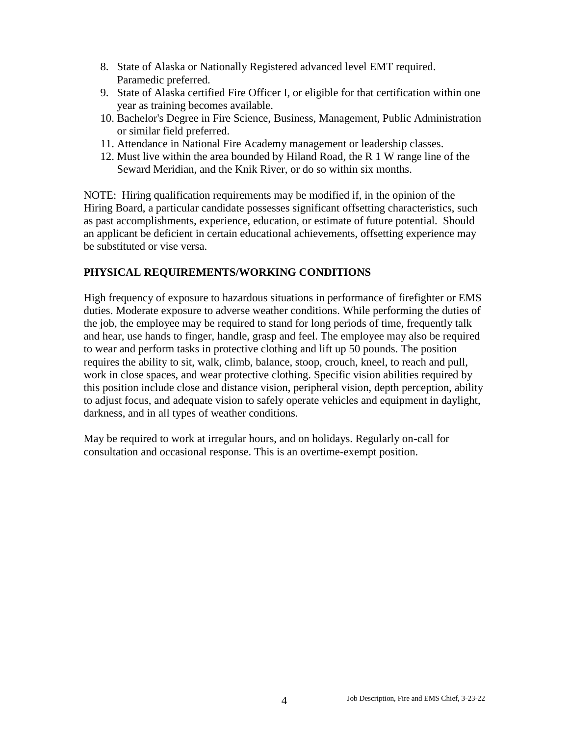8. State of Alaska or Nationally Registered advanced level EMT required. Paramedic preferred.
9. State of Alaska certified Fire Officer I, or eligible for that certification within one year as training becomes available.
10. Bachelor's Degree in Fire Science, Business, Management, Public Administration or similar field preferred.
11. Attendance in National Fire Academy management or leadership classes.
12. Must live within the area bounded by Hiland Road, the R 1 W range line of the Seward Meridian, and the Knik River, or do so within six months.

NOTE: Hiring qualification requirements may be modified if, in the opinion of the Hiring Board, a particular candidate possesses significant offsetting characteristics, such as past accomplishments, experience, education, or estimate of future potential. Should an applicant be deficient in certain educational achievements, offsetting experience may be substituted or vise versa.

## PHYSICAL REQUIREMENTS/WORKING CONDITIONS

High frequency of exposure to hazardous situations in performance of firefighter or EMS duties. Moderate exposure to adverse weather conditions. While performing the duties of the job, the employee may be required to stand for long periods of time, frequently talk and hear, use hands to finger, handle, grasp and feel. The employee may also be required to wear and perform tasks in protective clothing and lift up 50 pounds. The position requires the ability to sit, walk, climb, balance, stoop, crouch, kneel, to reach and pull, work in close spaces, and wear protective clothing. Specific vision abilities required by this position include close and distance vision, peripheral vision, depth perception, ability to adjust focus, and adequate vision to safely operate vehicles and equipment in daylight, darkness, and in all types of weather conditions.

May be required to work at irregular hours, and on holidays. Regularly on-call for consultation and occasional response. This is an overtime-exempt position.